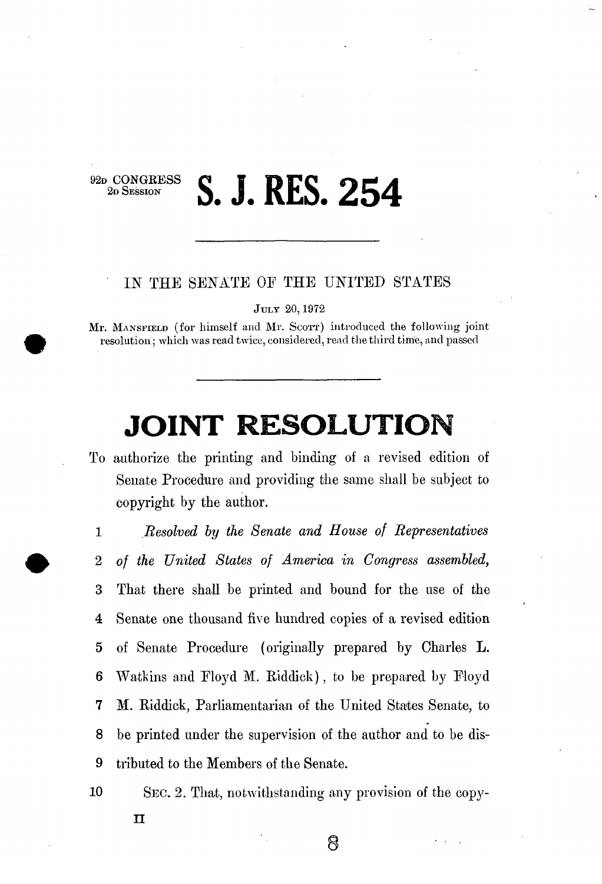92D CONGRESS
2D SESSION

# S. J. RES. 254

IN THE SENATE OF THE UNITED STATES

JULY 20, 1972

Mr. MANSFIELD (for himself and Mr. SCOTT) introduced the following joint resolution; which was read twice, considered, read the third time, and passed

# JOINT RESOLUTION

To authorize the printing and binding of a revised edition of Senate Procedure and providing the same shall be subject to copyright by the author.

1 *Resolved by the Senate and House of Representatives*
2 *of the United States of America in Congress assembled,*
3 That there shall be printed and bound for the use of the
4 Senate one thousand five hundred copies of a revised edition
5 of Senate Procedure (originally prepared by Charles L.
6 Watkins and Floyd M. Riddick), to be prepared by Floyd
7 M. Riddick, Parliamentarian of the United States Senate, to
8 be printed under the supervision of the author and to be dis-
9 tributed to the Members of the Senate.

10 SEC. 2. That, notwithstanding any provision of the copy-

II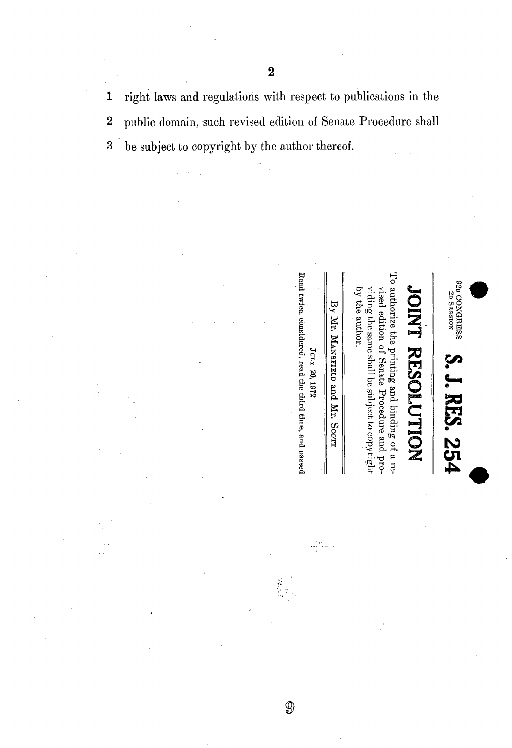1 right laws and regulations with respect to publications in the

2 public domain, such revised edition of Senate Procedure shall

3 be subject to copyright by the author thereof.

92D CONGRESS
2D SESSION

# S. J. RES. 254

## JOINT RESOLUTION

To authorize the printing and binding of a revised edition of Senate Procedure and providing the same shall be subject to copyright by the author.

By Mr. MANSFIELD and Mr. SCOTT

JULY 20, 1972

Read twice, considered, read the third time, and passed